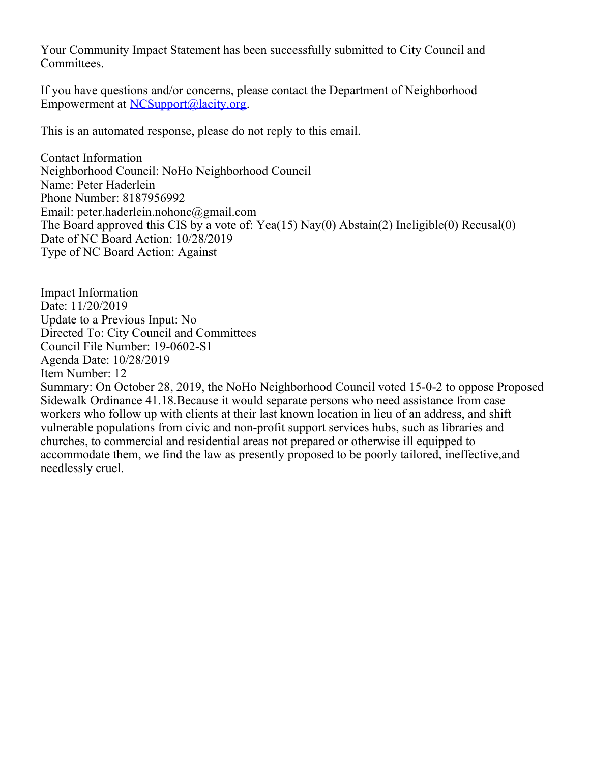Your Community Impact Statement has been successfully submitted to City Council and Committees.

If you have questions and/or concerns, please contact the Department of Neighborhood Empowerment at NCSupport@lacity.org.

This is an automated response, please do not reply to this email.

Contact Information
Neighborhood Council: NoHo Neighborhood Council
Name: Peter Haderlein
Phone Number: 8187956992
Email: peter.haderlein.nohonc@gmail.com
The Board approved this CIS by a vote of: Yea(15) Nay(0) Abstain(2) Ineligible(0) Recusal(0)
Date of NC Board Action: 10/28/2019
Type of NC Board Action: Against

Impact Information
Date: 11/20/2019
Update to a Previous Input: No
Directed To: City Council and Committees
Council File Number: 19-0602-S1
Agenda Date: 10/28/2019
Item Number: 12
Summary: On October 28, 2019, the NoHo Neighborhood Council voted 15-0-2 to oppose Proposed Sidewalk Ordinance 41.18.Because it would separate persons who need assistance from case workers who follow up with clients at their last known location in lieu of an address, and shift vulnerable populations from civic and non-profit support services hubs, such as libraries and churches, to commercial and residential areas not prepared or otherwise ill equipped to accommodate them, we find the law as presently proposed to be poorly tailored, ineffective,and needlessly cruel.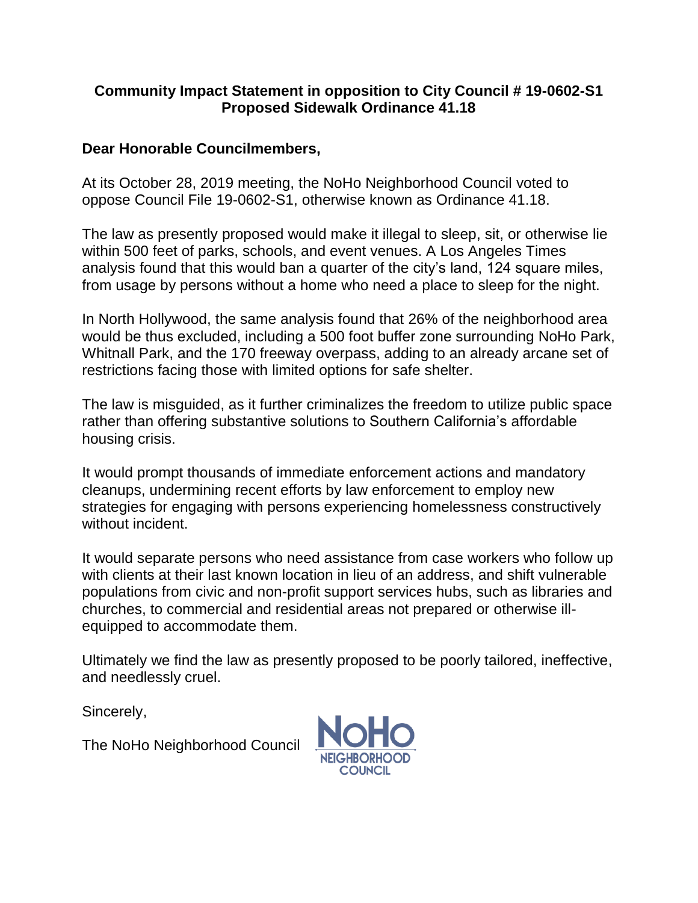**Community Impact Statement in opposition to City Council # 19-0602-S1**
**Proposed Sidewalk Ordinance 41.18**

**Dear Honorable Councilmembers,**

At its October 28, 2019 meeting, the NoHo Neighborhood Council voted to oppose Council File 19-0602-S1, otherwise known as Ordinance 41.18.

The law as presently proposed would make it illegal to sleep, sit, or otherwise lie within 500 feet of parks, schools, and event venues. A Los Angeles Times analysis found that this would ban a quarter of the city's land, 124 square miles, from usage by persons without a home who need a place to sleep for the night.

In North Hollywood, the same analysis found that 26% of the neighborhood area would be thus excluded, including a 500 foot buffer zone surrounding NoHo Park, Whitnall Park, and the 170 freeway overpass, adding to an already arcane set of restrictions facing those with limited options for safe shelter.

The law is misguided, as it further criminalizes the freedom to utilize public space rather than offering substantive solutions to Southern California's affordable housing crisis.

It would prompt thousands of immediate enforcement actions and mandatory cleanups, undermining recent efforts by law enforcement to employ new strategies for engaging with persons experiencing homelessness constructively without incident.

It would separate persons who need assistance from case workers who follow up with clients at their last known location in lieu of an address, and shift vulnerable populations from civic and non-profit support services hubs, such as libraries and churches, to commercial and residential areas not prepared or otherwise ill-equipped to accommodate them.

Ultimately we find the law as presently proposed to be poorly tailored, ineffective, and needlessly cruel.

Sincerely,

The NoHo Neighborhood Council

NoHo NEIGHBORHOOD COUNCIL